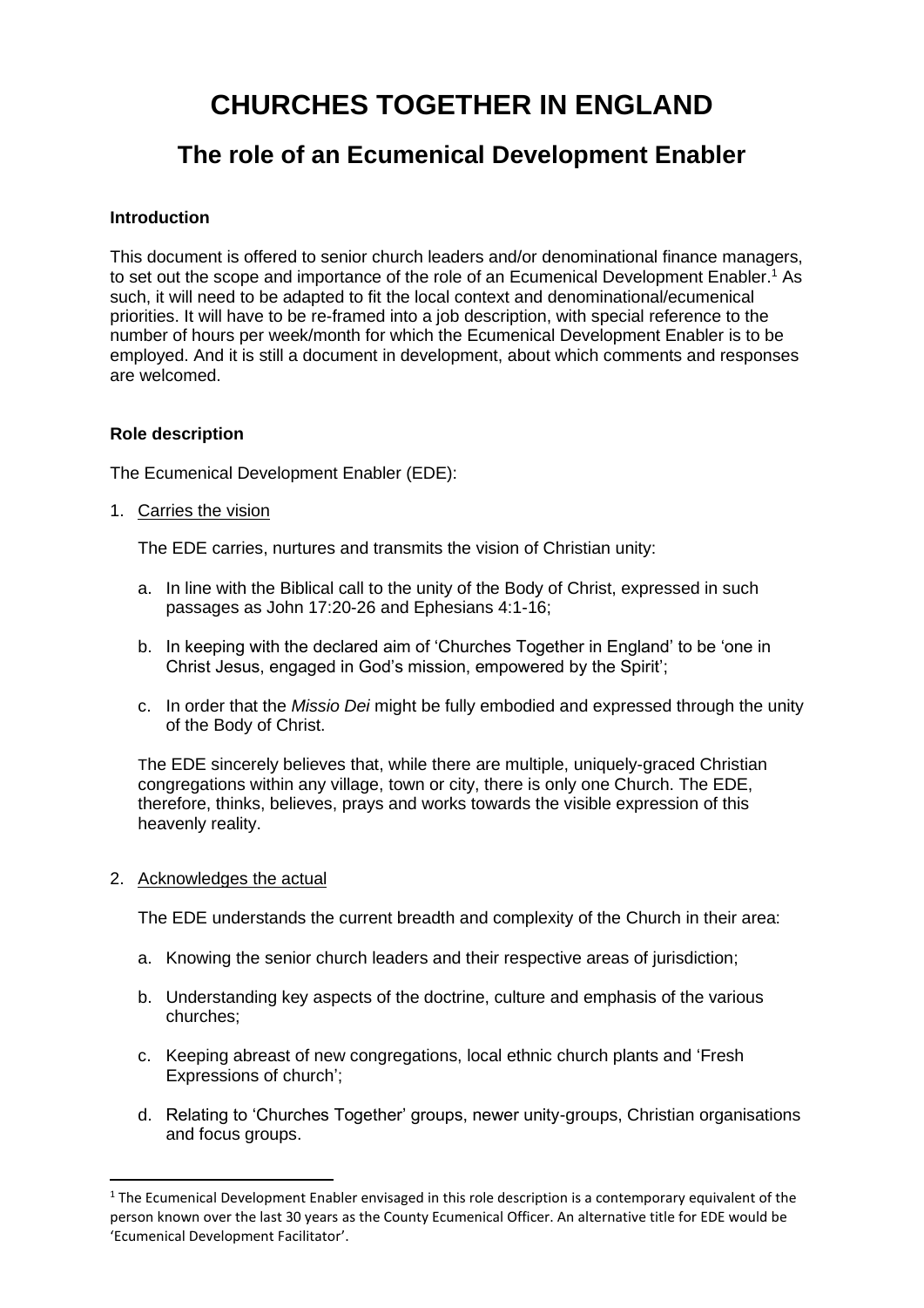# CHURCHES TOGETHER IN ENGLAND

## The role of an Ecumenical Development Enabler

**Introduction**

This document is offered to senior church leaders and/or denominational finance managers, to set out the scope and importance of the role of an Ecumenical Development Enabler.[1] As such, it will need to be adapted to fit the local context and denominational/ecumenical priorities. It will have to be re-framed into a job description, with special reference to the number of hours per week/month for which the Ecumenical Development Enabler is to be employed. And it is still a document in development, about which comments and responses are welcomed.

**Role description**

The Ecumenical Development Enabler (EDE):

1. Carries the vision

   The EDE carries, nurtures and transmits the vision of Christian unity:

   a. In line with the Biblical call to the unity of the Body of Christ, expressed in such passages as John 17:20-26 and Ephesians 4:1-16;

   b. In keeping with the declared aim of 'Churches Together in England' to be 'one in Christ Jesus, engaged in God's mission, empowered by the Spirit';

   c. In order that the *Missio Dei* might be fully embodied and expressed through the unity of the Body of Christ.

   The EDE sincerely believes that, while there are multiple, uniquely-graced Christian congregations within any village, town or city, there is only one Church. The EDE, therefore, thinks, believes, prays and works towards the visible expression of this heavenly reality.

2. Acknowledges the actual

   The EDE understands the current breadth and complexity of the Church in their area:

   a. Knowing the senior church leaders and their respective areas of jurisdiction;

   b. Understanding key aspects of the doctrine, culture and emphasis of the various churches;

   c. Keeping abreast of new congregations, local ethnic church plants and 'Fresh Expressions of church';

   d. Relating to 'Churches Together' groups, newer unity-groups, Christian organisations and focus groups.

---

[1] The Ecumenical Development Enabler envisaged in this role description is a contemporary equivalent of the person known over the last 30 years as the County Ecumenical Officer. An alternative title for EDE would be 'Ecumenical Development Facilitator'.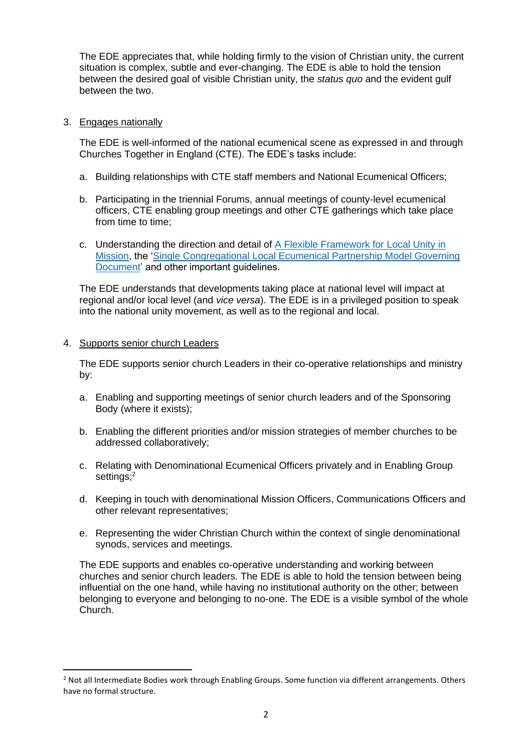The EDE appreciates that, while holding firmly to the vision of Christian unity, the current situation is complex, subtle and ever-changing. The EDE is able to hold the tension between the desired goal of visible Christian unity, the *status quo* and the evident gulf between the two.

3. Engages nationally

   The EDE is well-informed of the national ecumenical scene as expressed in and through Churches Together in England (CTE). The EDE's tasks include:

   a. Building relationships with CTE staff members and National Ecumenical Officers;

   b. Participating in the triennial Forums, annual meetings of county-level ecumenical officers, CTE enabling group meetings and other CTE gatherings which take place from time to time;

   c. Understanding the direction and detail of [A Flexible Framework for Local Unity in Mission](), the '[Single Congregational Local Ecumenical Partnership Model Governing Document]()' and other important guidelines.

   The EDE understands that developments taking place at national level will impact at regional and/or local level (and *vice versa*). The EDE is in a privileged position to speak into the national unity movement, as well as to the regional and local.

4. Supports senior church Leaders

   The EDE supports senior church Leaders in their co-operative relationships and ministry by:

   a. Enabling and supporting meetings of senior church leaders and of the Sponsoring Body (where it exists);

   b. Enabling the different priorities and/or mission strategies of member churches to be addressed collaboratively;

   c. Relating with Denominational Ecumenical Officers privately and in Enabling Group settings;[2]

   d. Keeping in touch with denominational Mission Officers, Communications Officers and other relevant representatives;

   e. Representing the wider Christian Church within the context of single denominational synods, services and meetings.

   The EDE supports and enables co-operative understanding and working between churches and senior church leaders. The EDE is able to hold the tension between being influential on the one hand, while having no institutional authority on the other; between belonging to everyone and belonging to no-one. The EDE is a visible symbol of the whole Church.

[2] Not all Intermediate Bodies work through Enabling Groups. Some function via different arrangements. Others have no formal structure.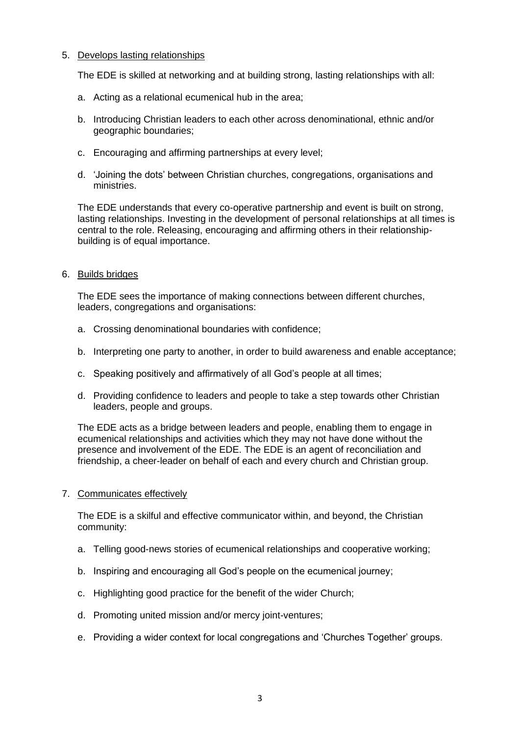5. Develops lasting relationships

   The EDE is skilled at networking and at building strong, lasting relationships with all:

   a. Acting as a relational ecumenical hub in the area;

   b. Introducing Christian leaders to each other across denominational, ethnic and/or geographic boundaries;

   c. Encouraging and affirming partnerships at every level;

   d. 'Joining the dots' between Christian churches, congregations, organisations and ministries.

   The EDE understands that every co-operative partnership and event is built on strong, lasting relationships. Investing in the development of personal relationships at all times is central to the role. Releasing, encouraging and affirming others in their relationship-building is of equal importance.

6. Builds bridges

   The EDE sees the importance of making connections between different churches, leaders, congregations and organisations:

   a. Crossing denominational boundaries with confidence;

   b. Interpreting one party to another, in order to build awareness and enable acceptance;

   c. Speaking positively and affirmatively of all God's people at all times;

   d. Providing confidence to leaders and people to take a step towards other Christian leaders, people and groups.

   The EDE acts as a bridge between leaders and people, enabling them to engage in ecumenical relationships and activities which they may not have done without the presence and involvement of the EDE. The EDE is an agent of reconciliation and friendship, a cheer-leader on behalf of each and every church and Christian group.

7. Communicates effectively

   The EDE is a skilful and effective communicator within, and beyond, the Christian community:

   a. Telling good-news stories of ecumenical relationships and cooperative working;

   b. Inspiring and encouraging all God's people on the ecumenical journey;

   c. Highlighting good practice for the benefit of the wider Church;

   d. Promoting united mission and/or mercy joint-ventures;

   e. Providing a wider context for local congregations and 'Churches Together' groups.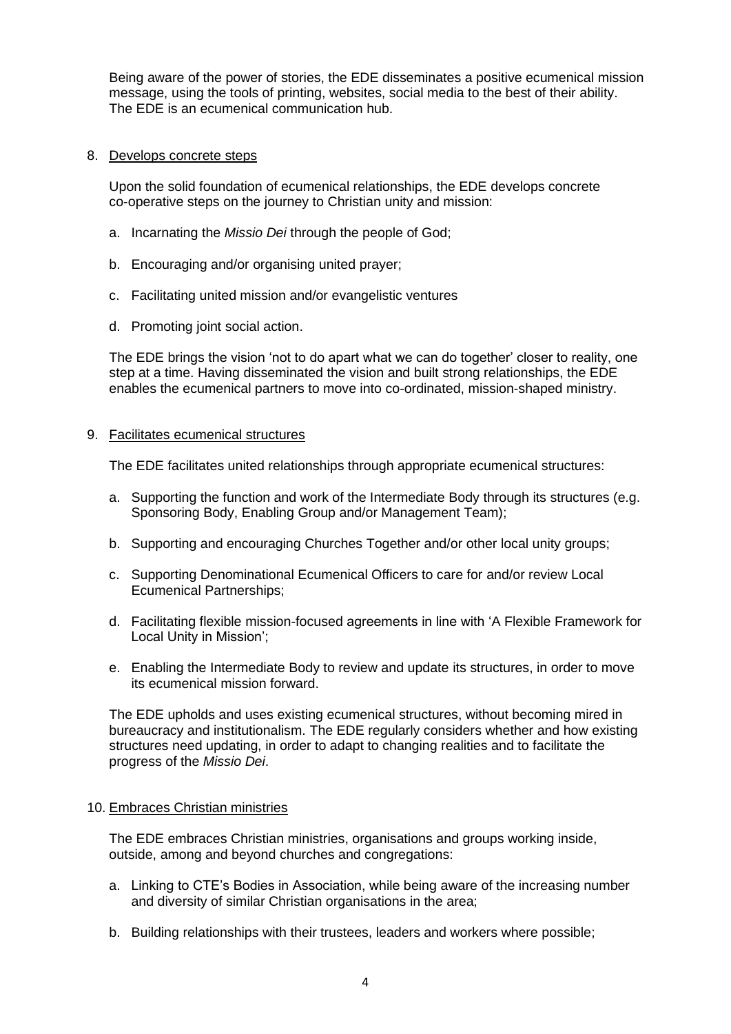Being aware of the power of stories, the EDE disseminates a positive ecumenical mission message, using the tools of printing, websites, social media to the best of their ability. The EDE is an ecumenical communication hub.

8. <u>Develops concrete steps</u>

   Upon the solid foundation of ecumenical relationships, the EDE develops concrete co-operative steps on the journey to Christian unity and mission:

   a. Incarnating the *Missio Dei* through the people of God;

   b. Encouraging and/or organising united prayer;

   c. Facilitating united mission and/or evangelistic ventures

   d. Promoting joint social action.

   The EDE brings the vision 'not to do apart what we can do together' closer to reality, one step at a time. Having disseminated the vision and built strong relationships, the EDE enables the ecumenical partners to move into co-ordinated, mission-shaped ministry.

9. <u>Facilitates ecumenical structures</u>

   The EDE facilitates united relationships through appropriate ecumenical structures:

   a. Supporting the function and work of the Intermediate Body through its structures (e.g. Sponsoring Body, Enabling Group and/or Management Team);

   b. Supporting and encouraging Churches Together and/or other local unity groups;

   c. Supporting Denominational Ecumenical Officers to care for and/or review Local Ecumenical Partnerships;

   d. Facilitating flexible mission-focused agreements in line with 'A Flexible Framework for Local Unity in Mission';

   e. Enabling the Intermediate Body to review and update its structures, in order to move its ecumenical mission forward.

   The EDE upholds and uses existing ecumenical structures, without becoming mired in bureaucracy and institutionalism. The EDE regularly considers whether and how existing structures need updating, in order to adapt to changing realities and to facilitate the progress of the *Missio Dei*.

10. <u>Embraces Christian ministries</u>

    The EDE embraces Christian ministries, organisations and groups working inside, outside, among and beyond churches and congregations:

    a. Linking to CTE's Bodies in Association, while being aware of the increasing number and diversity of similar Christian organisations in the area;

    b. Building relationships with their trustees, leaders and workers where possible;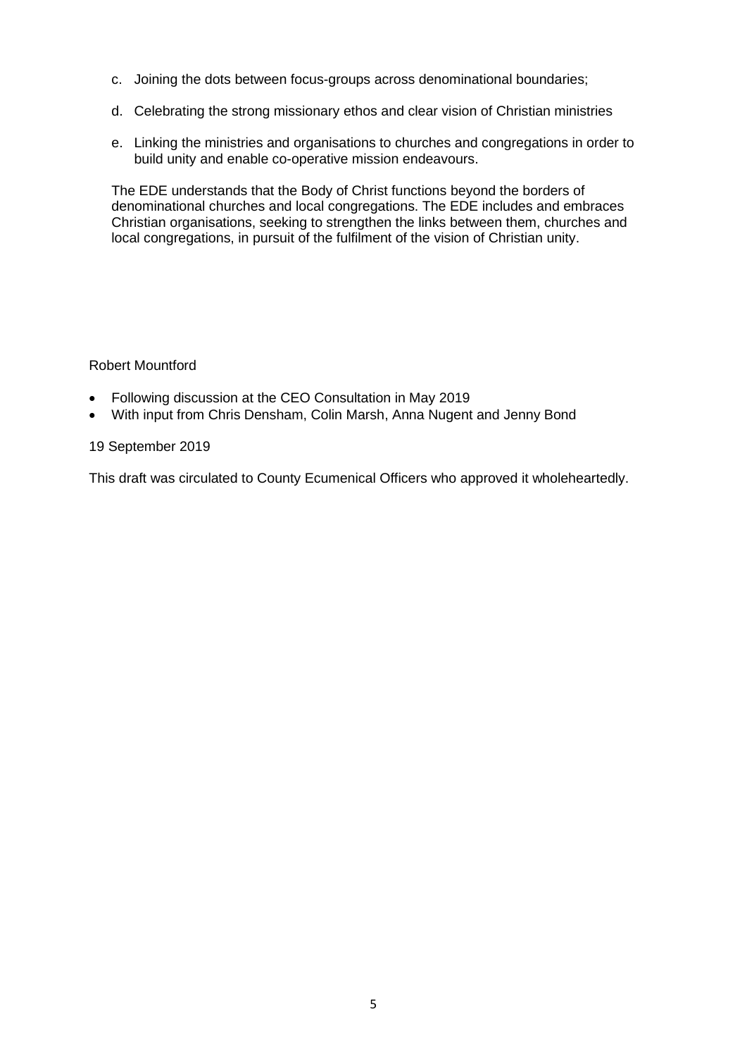c. Joining the dots between focus-groups across denominational boundaries;

d. Celebrating the strong missionary ethos and clear vision of Christian ministries

e. Linking the ministries and organisations to churches and congregations in order to build unity and enable co-operative mission endeavours.

The EDE understands that the Body of Christ functions beyond the borders of denominational churches and local congregations. The EDE includes and embraces Christian organisations, seeking to strengthen the links between them, churches and local congregations, in pursuit of the fulfilment of the vision of Christian unity.

Robert Mountford

- Following discussion at the CEO Consultation in May 2019
- With input from Chris Densham, Colin Marsh, Anna Nugent and Jenny Bond

19 September 2019

This draft was circulated to County Ecumenical Officers who approved it wholeheartedly.